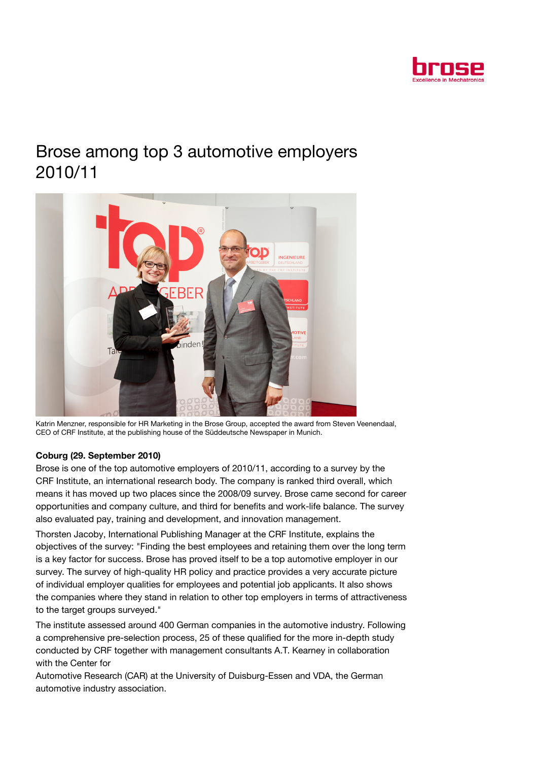# Brose among top 3 automotive employers 2010/11

Katrin Menzner, responsible for HR Marketing in the Brose Group, accepted the award from Steven Veenendaal, CEO of CRF Institute, at the publishing house of the Süddeutsche Newspaper in Munich.

**Coburg (29. September 2010)**

Brose is one of the top automotive employers of 2010/11, according to a survey by the CRF Institute, an international research body. The company is ranked third overall, which means it has moved up two places since the 2008/09 survey. Brose came second for career opportunities and company culture, and third for benefits and work-life balance. The survey also evaluated pay, training and development, and innovation management.

Thorsten Jacoby, International Publishing Manager at the CRF Institute, explains the objectives of the survey: "Finding the best employees and retaining them over the long term is a key factor for success. Brose has proved itself to be a top automotive employer in our survey. The survey of high-quality HR policy and practice provides a very accurate picture of individual employer qualities for employees and potential job applicants. It also shows the companies where they stand in relation to other top employers in terms of attractiveness to the target groups surveyed."

The institute assessed around 400 German companies in the automotive industry. Following a comprehensive pre-selection process, 25 of these qualified for the more in-depth study conducted by CRF together with management consultants A.T. Kearney in collaboration with the Center for Automotive Research (CAR) at the University of Duisburg-Essen and VDA, the German automotive industry association.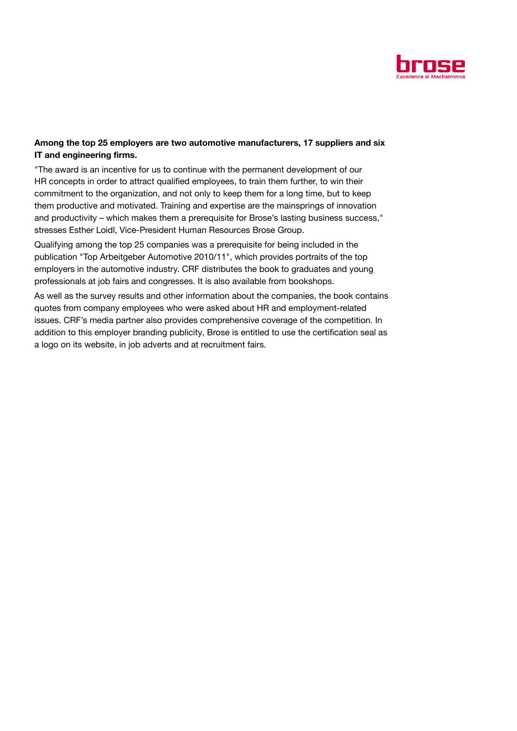**Among the top 25 employers are two automotive manufacturers, 17 suppliers and six IT and engineering firms.**

"The award is an incentive for us to continue with the permanent development of our HR concepts in order to attract qualified employees, to train them further, to win their commitment to the organization, and not only to keep them for a long time, but to keep them productive and motivated. Training and expertise are the mainsprings of innovation and productivity – which makes them a prerequisite for Brose's lasting business success," stresses Esther Loidl, Vice-President Human Resources Brose Group.

Qualifying among the top 25 companies was a prerequisite for being included in the publication "Top Arbeitgeber Automotive 2010/11", which provides portraits of the top employers in the automotive industry. CRF distributes the book to graduates and young professionals at job fairs and congresses. It is also available from bookshops.

As well as the survey results and other information about the companies, the book contains quotes from company employees who were asked about HR and employment-related issues. CRF's media partner also provides comprehensive coverage of the competition. In addition to this employer branding publicity, Brose is entitled to use the certification seal as a logo on its website, in job adverts and at recruitment fairs.